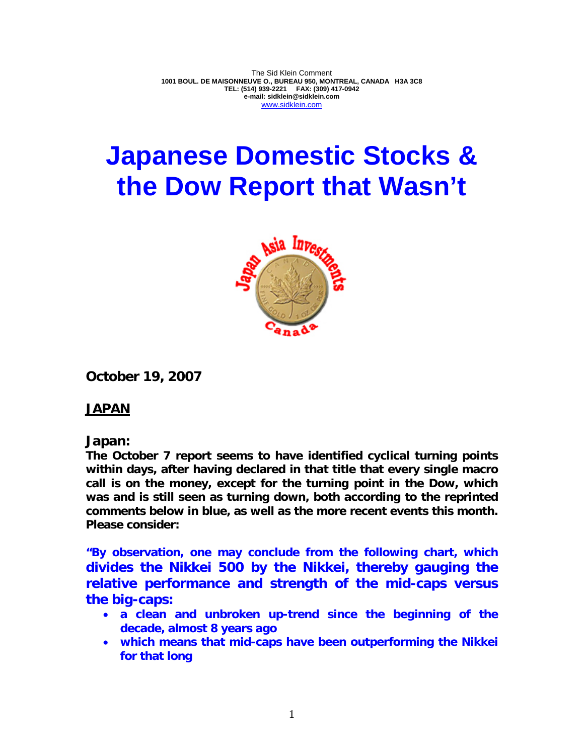The Sid Klein Comment
**1001 BOUL. DE MAISONNEUVE O., BUREAU 950, MONTREAL, CANADA H3A 3C8**
**TEL: (514) 939-2221 FAX: (309) 417-0942**
**e-mail: sidklein@sidklein.com**
www.sidklein.com

# Japanese Domestic Stocks & the Dow Report that Wasn't

**October 19, 2007**

## JAPAN

### Japan:

**The October 7 report seems to have identified cyclical turning points within days, after having declared in that title that every single macro call is on the money, except for the turning point in the Dow, which was and is still seen as turning down, both according to the reprinted comments below in blue, as well as the more recent events this month. Please consider:**

**"By observation, one may conclude from the following chart, which divides the Nikkei 500 by the Nikkei, thereby gauging the relative performance and strength of the mid-caps versus the big-caps:**

- **a clean and unbroken up-trend since the beginning of the decade, almost 8 years ago**
- **which means that mid-caps have been outperforming the Nikkei for that long**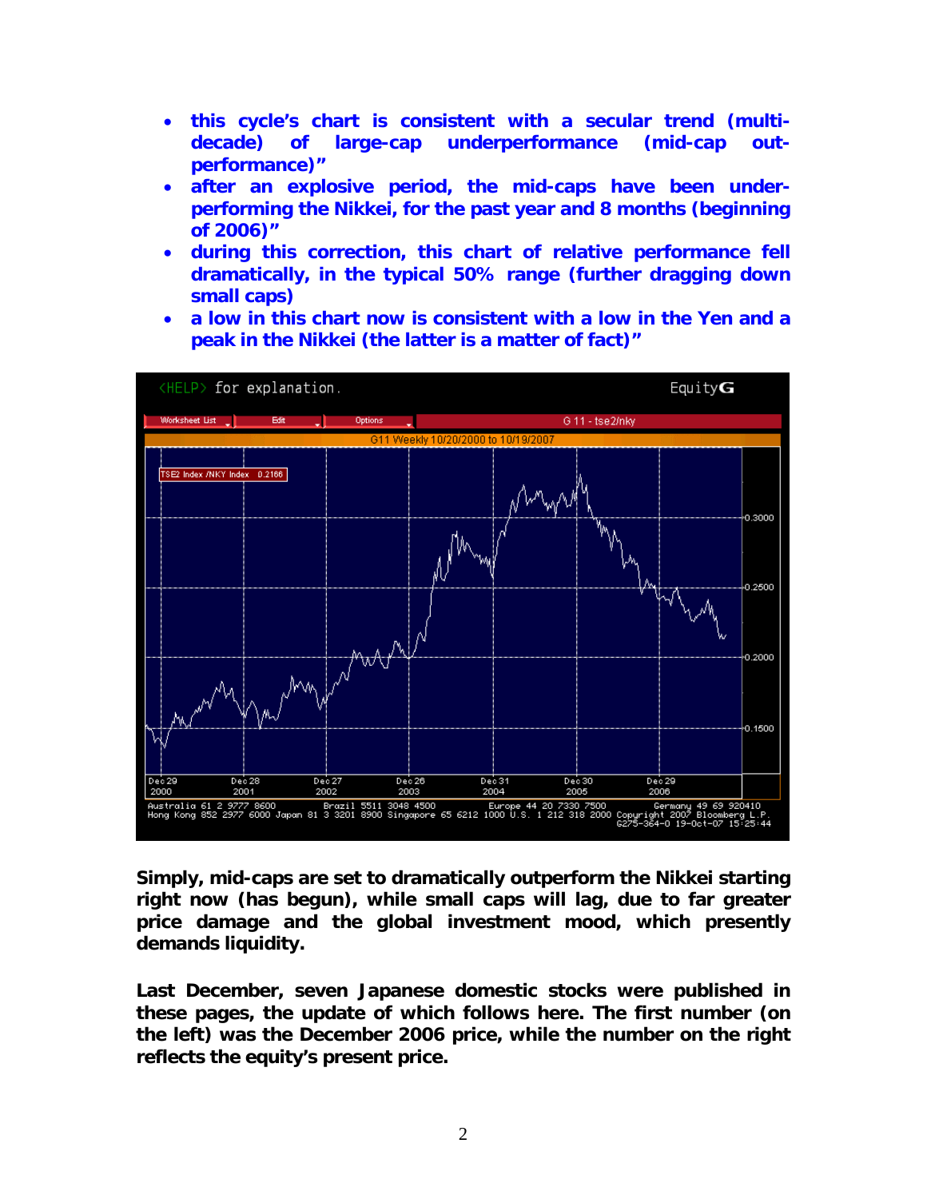- **this cycle's chart is consistent with a secular trend (multi-decade) of large-cap underperformance (mid-cap out-performance)"**
- **after an explosive period, the mid-caps have been under-performing the Nikkei, for the past year and 8 months (beginning of 2006)"**
- **during this correction, this chart of relative performance fell dramatically, in the typical 50% range (further dragging down small caps)**
- **a low in this chart now is consistent with a low in the Yen and a peak in the Nikkei (the latter is a matter of fact)"**

**Simply, mid-caps are set to dramatically outperform the Nikkei starting right now (has begun), while small caps will lag, due to far greater price damage and the global investment mood, which presently demands liquidity.**

**Last December, seven Japanese domestic stocks were published in these pages, the update of which follows here. The first number (on the left) was the December 2006 price, while the number on the right reflects the equity's present price.**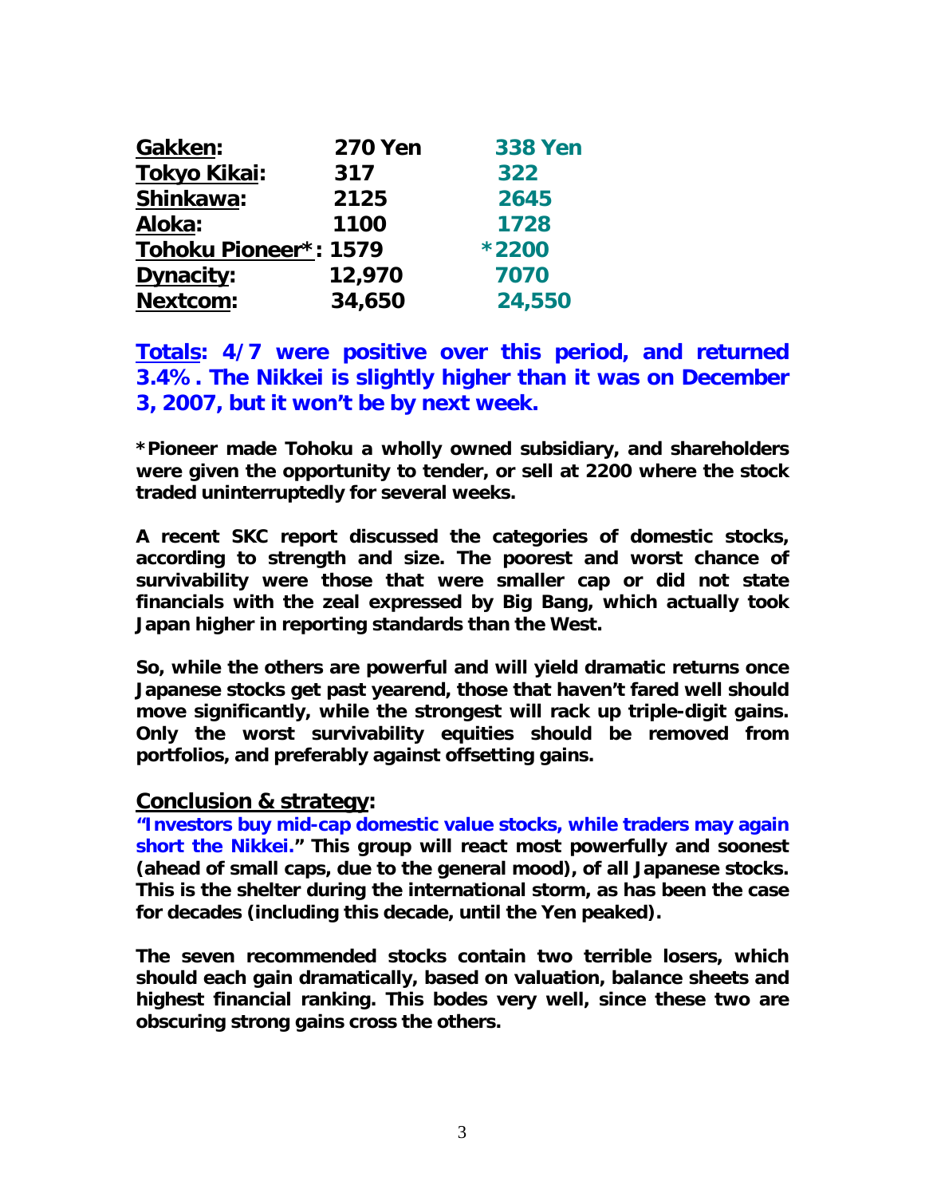| Stock | | |
|---|---|---|
| **Gakken:** | **270 Yen** | **338 Yen** |
| **Tokyo Kikai:** | **317** | **322** |
| **Shinkawa:** | **2125** | **2645** |
| **Aloka:** | **1100** | **1728** |
| **Tohoku Pioneer*:** | **1579** | ***2200** |
| **Dynacity:** | **12,970** | **7070** |
| **Nextcom:** | **34,650** | **24,550** |

**Totals: 4/7 were positive over this period, and returned 3.4%. The Nikkei is slightly higher than it was on December 3, 2007, but it won't be by next week.**

***Pioneer made Tohoku a wholly owned subsidiary, and shareholders were given the opportunity to tender, or sell at 2200 where the stock traded uninterruptedly for several weeks.**

**A recent SKC report discussed the categories of domestic stocks, according to strength and size. The poorest and worst chance of survivability were those that were smaller cap or did not state financials with the zeal expressed by Big Bang, which actually took Japan higher in reporting standards than the West.**

**So, while the others are powerful and will yield dramatic returns once Japanese stocks get past yearend, those that haven't fared well should move significantly, while the strongest will rack up triple-digit gains. Only the worst survivability equities should be removed from portfolios, and preferably against offsetting gains.**

## Conclusion & strategy:

**"Investors buy mid-cap domestic value stocks, while traders may again short the Nikkei." This group will react most powerfully and soonest (ahead of small caps, due to the general mood), of all Japanese stocks. This is the shelter during the international storm, as has been the case for decades (including this decade, until the Yen peaked).**

**The seven recommended stocks contain two terrible losers, which should each gain dramatically, based on valuation, balance sheets and highest financial ranking. This bodes very well, since these two are obscuring strong gains cross the others.**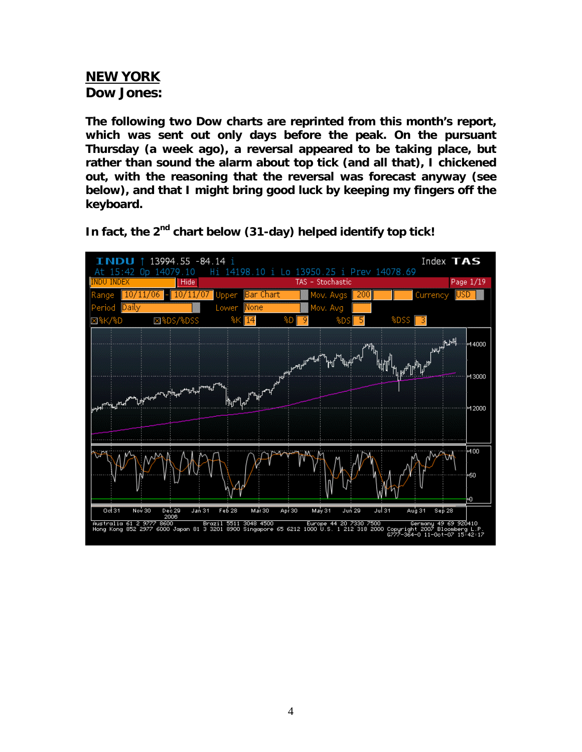## NEW YORK

**Dow Jones:**

**The following two Dow charts are reprinted from this month's report, which was sent out only days before the peak. On the pursuant Thursday (a week ago), a reversal appeared to be taking place, but rather than sound the alarm about top tick (and all that), I chickened out, with the reasoning that the reversal was forecast anyway (see below), and that I might bring good luck by keeping my fingers off the keyboard.**

**In fact, the 2nd chart below (31-day) helped identify top tick!**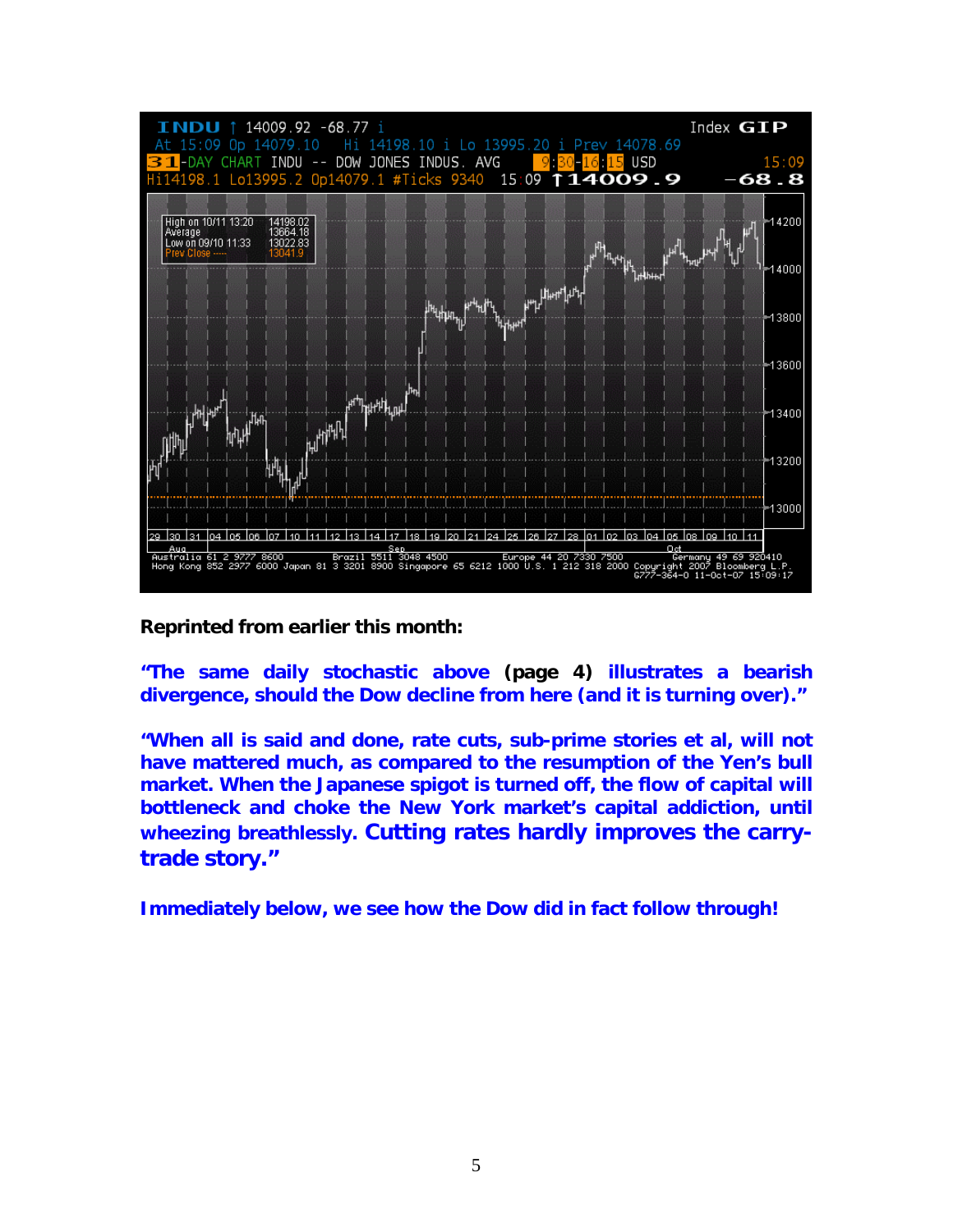**Reprinted from earlier this month:**

**"The same daily stochastic above (page 4) illustrates a bearish divergence, should the Dow decline from here (and it is turning over)."**

**"When all is said and done, rate cuts, sub-prime stories et al, will not have mattered much, as compared to the resumption of the Yen's bull market. When the Japanese spigot is turned off, the flow of capital will bottleneck and choke the New York market's capital addiction, until wheezing breathlessly. Cutting rates hardly improves the carry-trade story."**

**Immediately below, we see how the Dow did in fact follow through!**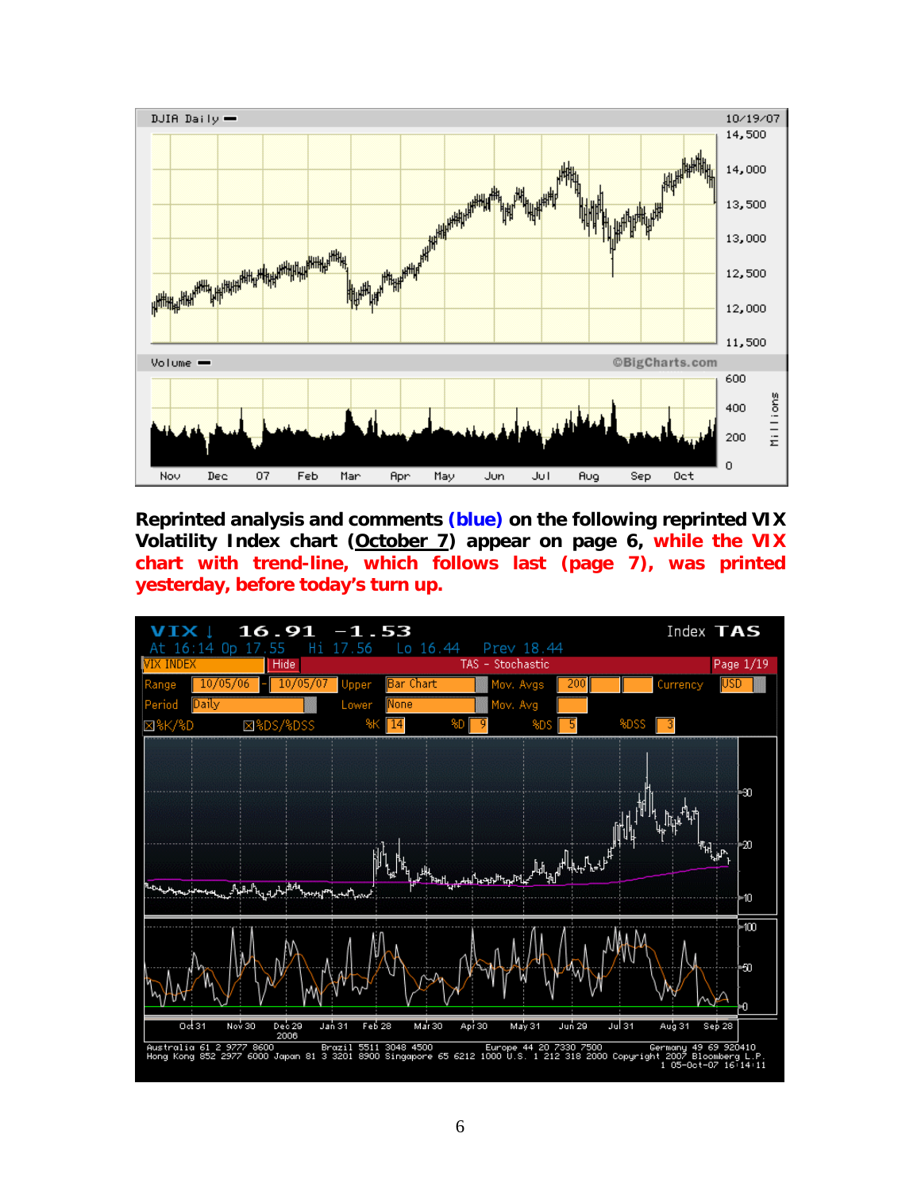**Reprinted analysis and comments (blue) on the following reprinted VIX Volatility Index chart (October 7) appear on page 6, while the VIX chart with trend-line, which follows last (page 7), was printed yesterday, before today's turn up.**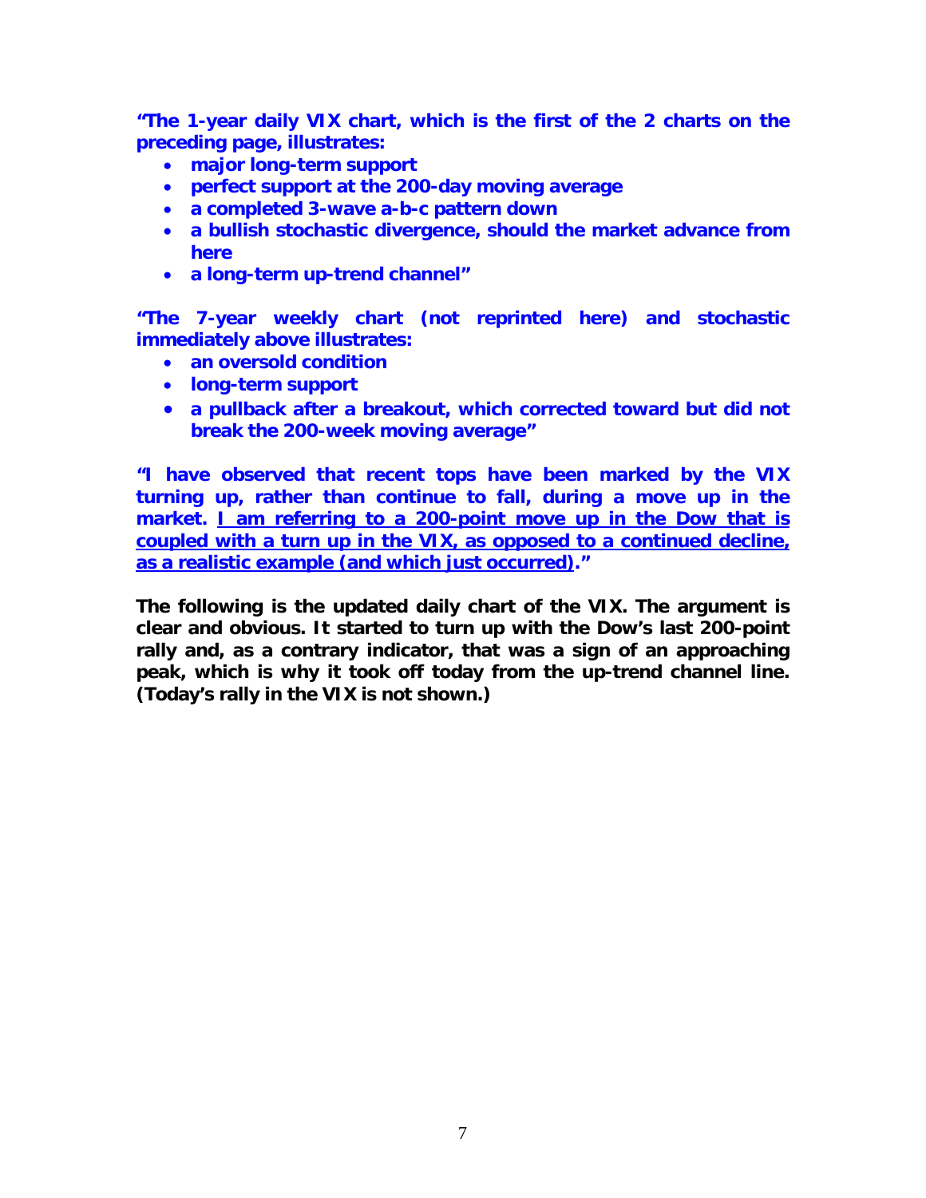**"The 1-year daily VIX chart, which is the first of the 2 charts on the preceding page, illustrates:**

- **major long-term support**
- **perfect support at the 200-day moving average**
- **a completed 3-wave a-b-c pattern down**
- **a bullish stochastic divergence, should the market advance from here**
- **a long-term up-trend channel"**

**"The 7-year weekly chart (not reprinted here) and stochastic immediately above illustrates:**

- **an oversold condition**
- **long-term support**
- **a pullback after a breakout, which corrected toward but did not break the 200-week moving average"**

**"I have observed that recent tops have been marked by the VIX turning up, rather than continue to fall, during a move up in the market. <u>I am referring to a 200-point move up in the Dow that is coupled with a turn up in the VIX, as opposed to a continued decline, as a realistic example (and which just occurred)</u>."**

**The following is the updated daily chart of the VIX. The argument is clear and obvious. It started to turn up with the Dow's last 200-point rally and, as a contrary indicator, that was a sign of an approaching peak, which is why it took off today from the up-trend channel line. (Today's rally in the VIX is not shown.)**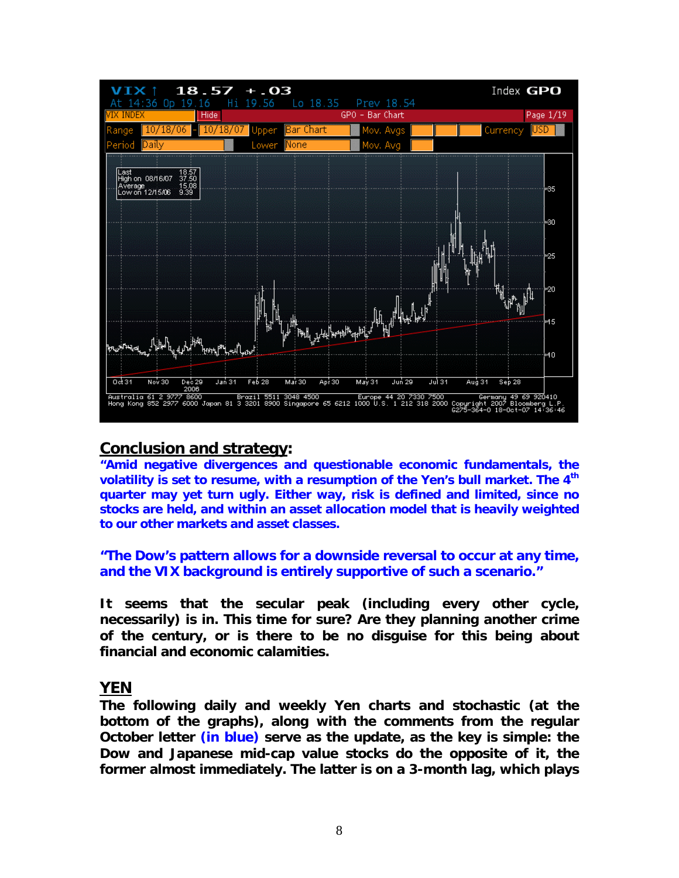## Conclusion and strategy:

**"Amid negative divergences and questionable economic fundamentals, the volatility is set to resume, with a resumption of the Yen's bull market. The 4th quarter may yet turn ugly. Either way, risk is defined and limited, since no stocks are held, and within an asset allocation model that is heavily weighted to our other markets and asset classes.**

**"The Dow's pattern allows for a downside reversal to occur at any time, and the VIX background is entirely supportive of such a scenario."**

**It seems that the secular peak (including every other cycle, necessarily) is in. This time for sure? Are they planning another crime of the century, or is there to be no disguise for this being about financial and economic calamities.**

## YEN

**The following daily and weekly Yen charts and stochastic (at the bottom of the graphs), along with the comments from the regular October letter (in blue) serve as the update, as the key is simple: the Dow and Japanese mid-cap value stocks do the opposite of it, the former almost immediately. The latter is on a 3-month lag, which plays**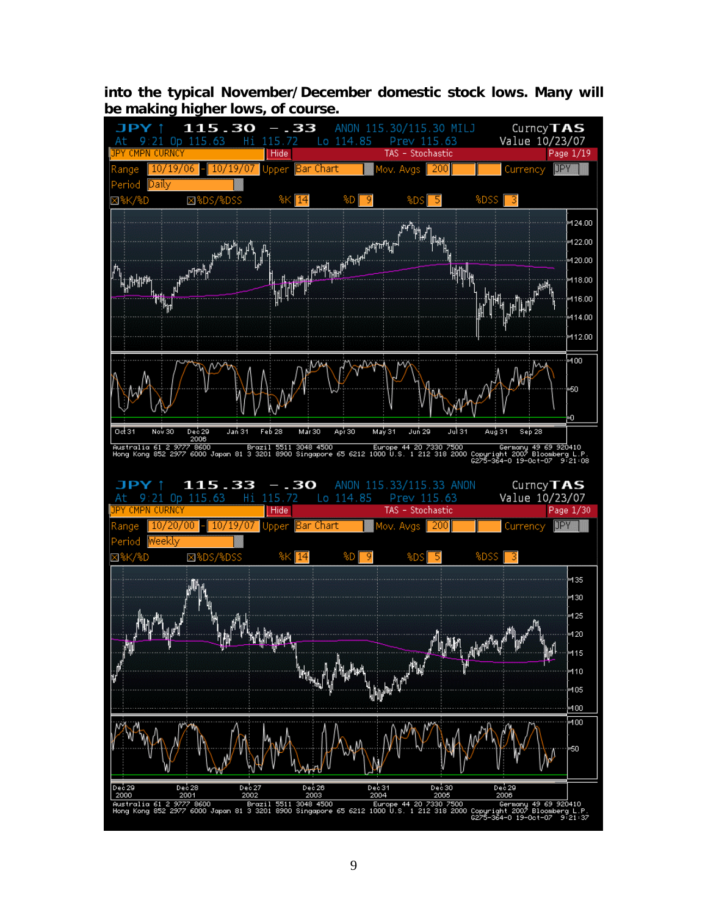**into the typical November/December domestic stock lows. Many will be making higher lows, of course.**

JPY ↑ 115.30 −.33 ANON 115.30/115.30 MILJ CurncyTAS
At 9:21 Op 115.63 Hi 115.72 Lo 114.85 Prev 115.63 Value 10/23/07
JPY CMPN CURNCY Hide TAS - Stochastic Page 1/19
Range 10/19/06 - 10/19/07 Upper Bar Chart Mov. Avgs 200 Currency JPY
Period Daily
%K/%D %DS/%DSS %K 14 %D 9 %DS 5 %DSS 3

Australia 61 2 9777 8600 Brazil 5511 3048 4500 Europe 44 20 7330 7500 Germany 49 69 920410
Hong Kong 852 2977 6000 Japan 81 3 3201 8900 Singapore 65 6212 1000 U.S. 1 212 318 2000 Copyright 2007 Bloomberg L.P.
G275-364-0 19-Oct-07 9:21:08

JPY ↑ 115.33 −.30 ANON 115.33/115.33 ANON CurncyTAS
At 9:21 Op 115.63 Hi 115.72 Lo 114.85 Prev 115.63 Value 10/23/07
JPY CMPN CURNCY Hide TAS - Stochastic Page 1/30
Range 10/20/00 - 10/19/07 Upper Bar Chart Mov. Avgs 200 Currency JPY
Period Weekly
%K/%D %DS/%DSS %K 14 %D 9 %DS 5 %DSS 3

Australia 61 2 9777 8600 Brazil 5511 3048 4500 Europe 44 20 7330 7500 Germany 49 69 920410
Hong Kong 852 2977 6000 Japan 81 3 3201 8900 Singapore 65 6212 1000 U.S. 1 212 318 2000 Copyright 2007 Bloomberg L.P.
G275-364-0 19-Oct-07 9:21:37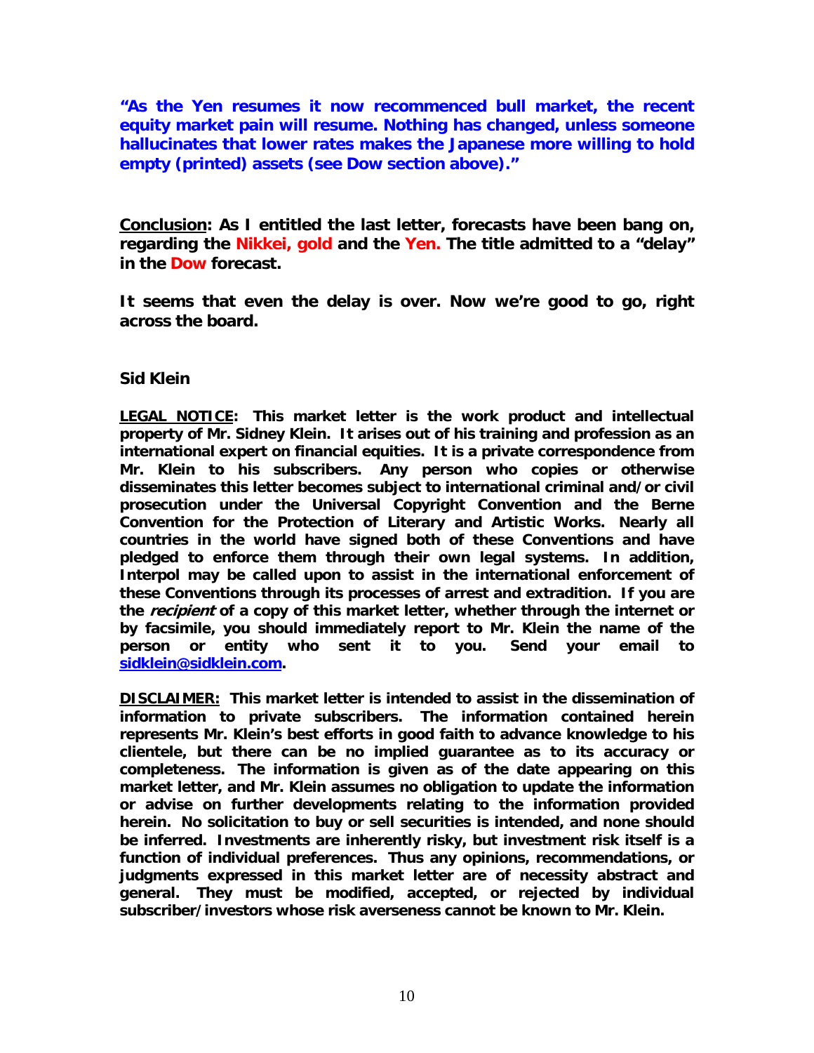**"As the Yen resumes it now recommenced bull market, the recent equity market pain will resume. Nothing has changed, unless someone hallucinates that lower rates makes the Japanese more willing to hold empty (printed) assets (see Dow section above)."**

**Conclusion: As I entitled the last letter, forecasts have been bang on, regarding the Nikkei, gold and the Yen. The title admitted to a "delay" in the Dow forecast.**

**It seems that even the delay is over. Now we're good to go, right across the board.**

**Sid Klein**

**LEGAL NOTICE: This market letter is the work product and intellectual property of Mr. Sidney Klein. It arises out of his training and profession as an international expert on financial equities. It is a private correspondence from Mr. Klein to his subscribers. Any person who copies or otherwise disseminates this letter becomes subject to international criminal and/or civil prosecution under the Universal Copyright Convention and the Berne Convention for the Protection of Literary and Artistic Works. Nearly all countries in the world have signed both of these Conventions and have pledged to enforce them through their own legal systems. In addition, Interpol may be called upon to assist in the international enforcement of these Conventions through its processes of arrest and extradition. If you are the *recipient* of a copy of this market letter, whether through the internet or by facsimile, you should immediately report to Mr. Klein the name of the person or entity who sent it to you. Send your email to sidklein@sidklein.com.**

**DISCLAIMER: This market letter is intended to assist in the dissemination of information to private subscribers. The information contained herein represents Mr. Klein's best efforts in good faith to advance knowledge to his clientele, but there can be no implied guarantee as to its accuracy or completeness. The information is given as of the date appearing on this market letter, and Mr. Klein assumes no obligation to update the information or advise on further developments relating to the information provided herein. No solicitation to buy or sell securities is intended, and none should be inferred. Investments are inherently risky, but investment risk itself is a function of individual preferences. Thus any opinions, recommendations, or judgments expressed in this market letter are of necessity abstract and general. They must be modified, accepted, or rejected by individual subscriber/investors whose risk averseness cannot be known to Mr. Klein.**